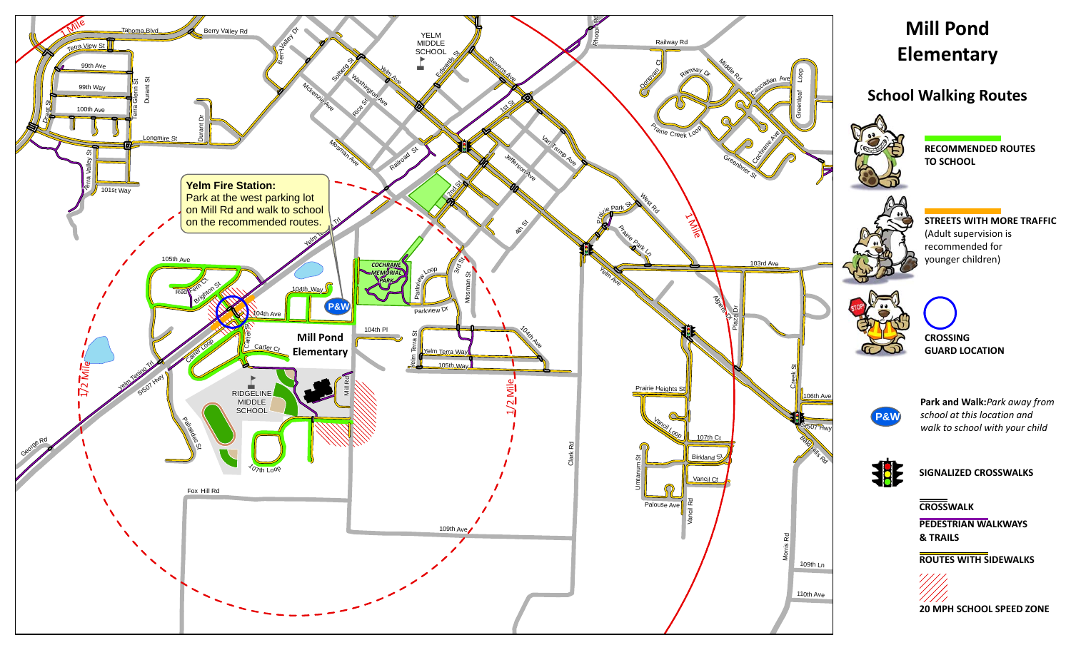# Mill Pond Elementary

## School Walking Routes

**Yelm Fire Station:** Park at the west parking lot on Mill Rd and walk to school on the recommended routes.

**RECOMMENDED ROUTES TO SCHOOL**

**STREETS WITH MORE TRAFFIC** (Adult supervision is recommended for younger children)

**CROSSING GUARD LOCATION**

**Park and Walk:** *Park away from school at this location and walk to school with your child*

**SIGNALIZED CROSSWALKS**

**CROSSWALK**

**PEDESTRIAN WALKWAYS & TRAILS**

**ROUTES WITH SIDEWALKS**

**20 MPH SCHOOL SPEED ZONE**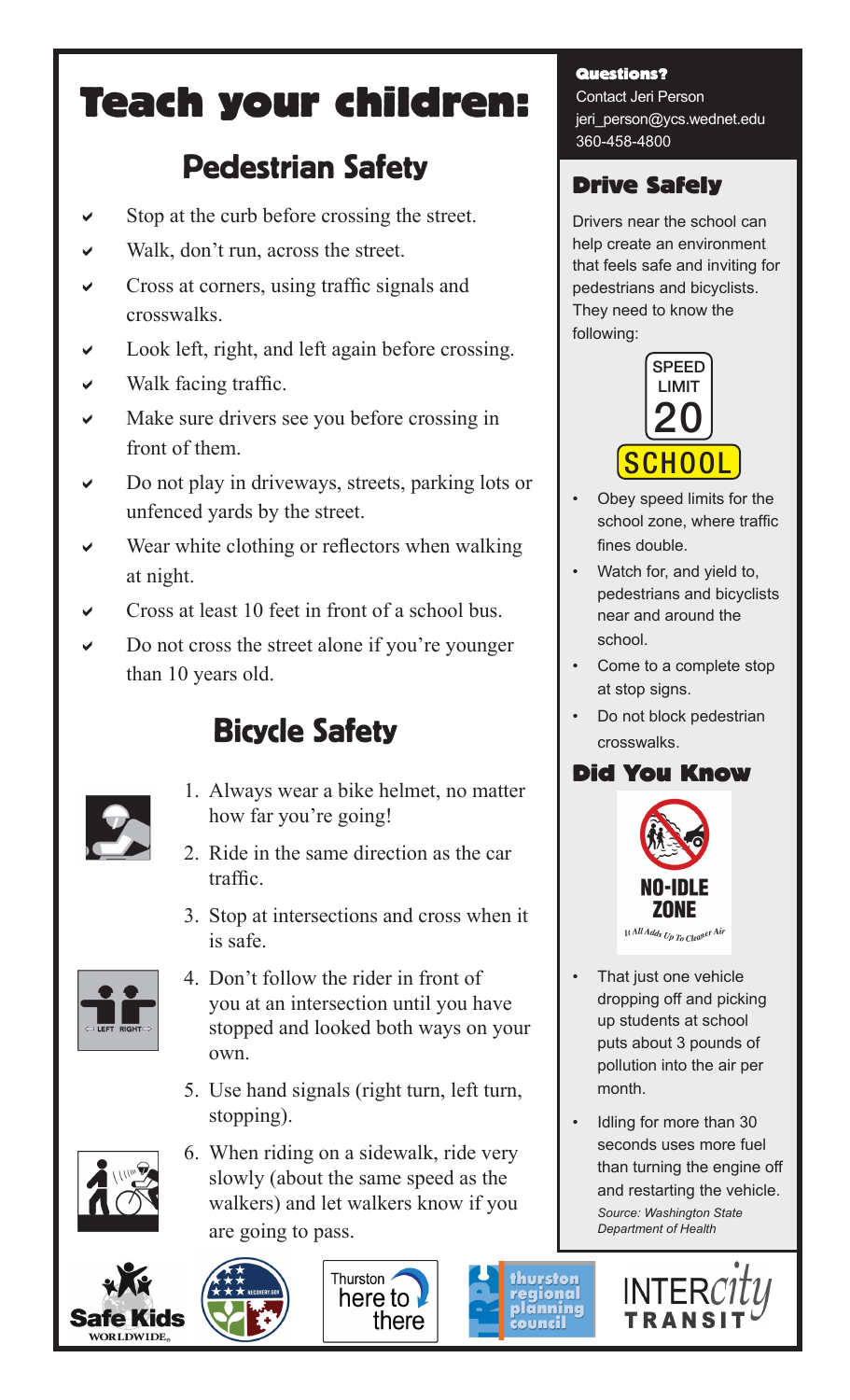# Teach your children:

## Pedestrian Safety

- Stop at the curb before crossing the street.
- Walk, don't run, across the street.
- Cross at corners, using traffic signals and crosswalks.
- Look left, right, and left again before crossing.
- Walk facing traffic.
- Make sure drivers see you before crossing in front of them.
- Do not play in driveways, streets, parking lots or unfenced yards by the street.
- Wear white clothing or reflectors when walking at night.
- Cross at least 10 feet in front of a school bus.
- Do not cross the street alone if you're younger than 10 years old.

## Bicycle Safety

1. Always wear a bike helmet, no matter how far you're going!
2. Ride in the same direction as the car traffic.
3. Stop at intersections and cross when it is safe.
4. Don't follow the rider in front of you at an intersection until you have stopped and looked both ways on your own.
5. Use hand signals (right turn, left turn, stopping).
6. When riding on a sidewalk, ride very slowly (about the same speed as the walkers) and let walkers know if you are going to pass.

**Questions?**
Contact Jeri Person
jeri_person@ycs.wednet.edu
360-458-4800

## Drive Safely

Drivers near the school can help create an environment that feels safe and inviting for pedestrians and bicyclists. They need to know the following:

SPEED LIMIT 20
SCHOOL

- Obey speed limits for the school zone, where traffic fines double.
- Watch for, and yield to, pedestrians and bicyclists near and around the school.
- Come to a complete stop at stop signs.
- Do not block pedestrian crosswalks.

## Did You Know

NO-IDLE ZONE
It All Adds Up To Cleaner Air

- That just one vehicle dropping off and picking up students at school puts about 3 pounds of pollution into the air per month.
- Idling for more than 30 seconds uses more fuel than turning the engine off and restarting the vehicle.

*Source: Washington State Department of Health*

Safe Kids WORLDWIDE
Thurston here to there
thurston regional planning council
INTERcity TRANSIT